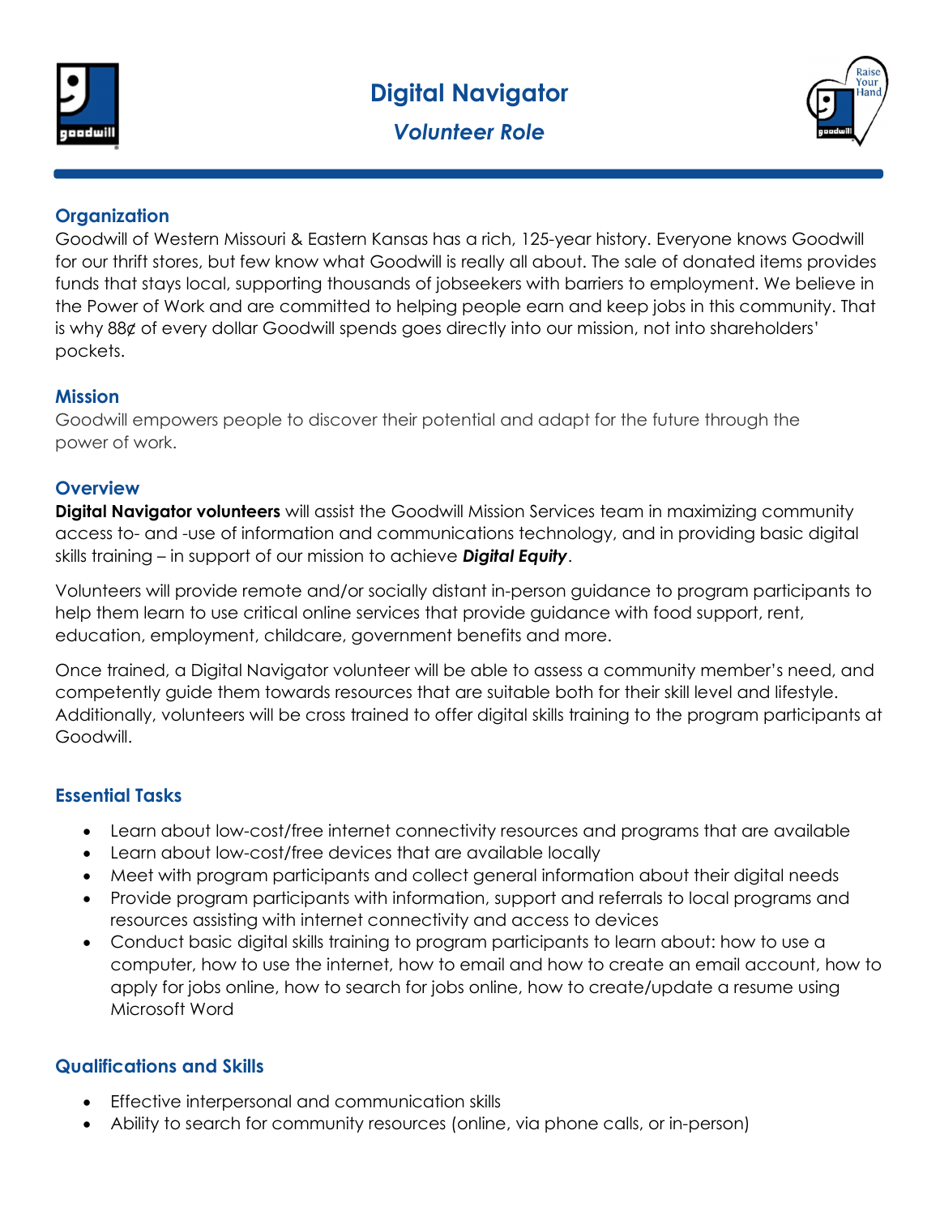# Digital Navigator

## *Volunteer Role*

### Organization

Goodwill of Western Missouri & Eastern Kansas has a rich, 125-year history. Everyone knows Goodwill for our thrift stores, but few know what Goodwill is really all about. The sale of donated items provides funds that stays local, supporting thousands of jobseekers with barriers to employment. We believe in the Power of Work and are committed to helping people earn and keep jobs in this community. That is why 88¢ of every dollar Goodwill spends goes directly into our mission, not into shareholders' pockets.

### Mission

Goodwill empowers people to discover their potential and adapt for the future through the power of work.

### Overview

**Digital Navigator volunteers** will assist the Goodwill Mission Services team in maximizing community access to- and -use of information and communications technology, and in providing basic digital skills training – in support of our mission to achieve ***Digital Equity***.

Volunteers will provide remote and/or socially distant in-person guidance to program participants to help them learn to use critical online services that provide guidance with food support, rent, education, employment, childcare, government benefits and more.

Once trained, a Digital Navigator volunteer will be able to assess a community member's need, and competently guide them towards resources that are suitable both for their skill level and lifestyle. Additionally, volunteers will be cross trained to offer digital skills training to the program participants at Goodwill.

### Essential Tasks

- Learn about low-cost/free internet connectivity resources and programs that are available
- Learn about low-cost/free devices that are available locally
- Meet with program participants and collect general information about their digital needs
- Provide program participants with information, support and referrals to local programs and resources assisting with internet connectivity and access to devices
- Conduct basic digital skills training to program participants to learn about: how to use a computer, how to use the internet, how to email and how to create an email account, how to apply for jobs online, how to search for jobs online, how to create/update a resume using Microsoft Word

### Qualifications and Skills

- Effective interpersonal and communication skills
- Ability to search for community resources (online, via phone calls, or in-person)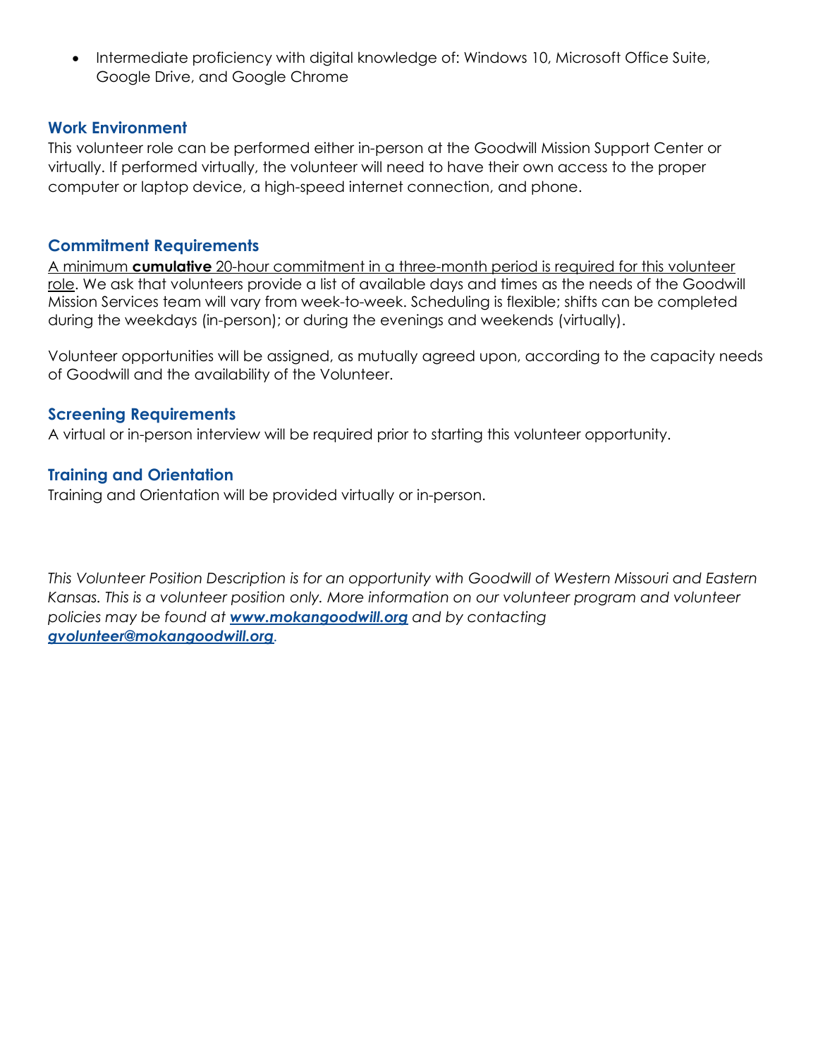- Intermediate proficiency with digital knowledge of: Windows 10, Microsoft Office Suite, Google Drive, and Google Chrome

### Work Environment

This volunteer role can be performed either in-person at the Goodwill Mission Support Center or virtually. If performed virtually, the volunteer will need to have their own access to the proper computer or laptop device, a high-speed internet connection, and phone.

### Commitment Requirements

<u>A minimum **cumulative** 20-hour commitment in a three-month period is required for this volunteer role</u>. We ask that volunteers provide a list of available days and times as the needs of the Goodwill Mission Services team will vary from week-to-week. Scheduling is flexible; shifts can be completed during the weekdays (in-person); or during the evenings and weekends (virtually).

Volunteer opportunities will be assigned, as mutually agreed upon, according to the capacity needs of Goodwill and the availability of the Volunteer.

### Screening Requirements

A virtual or in-person interview will be required prior to starting this volunteer opportunity.

### Training and Orientation

Training and Orientation will be provided virtually or in-person.

*This Volunteer Position Description is for an opportunity with Goodwill of Western Missouri and Eastern Kansas. This is a volunteer position only. More information on our volunteer program and volunteer policies may be found at **www.mokangoodwill.org** and by contacting **gvolunteer@mokangoodwill.org**.*